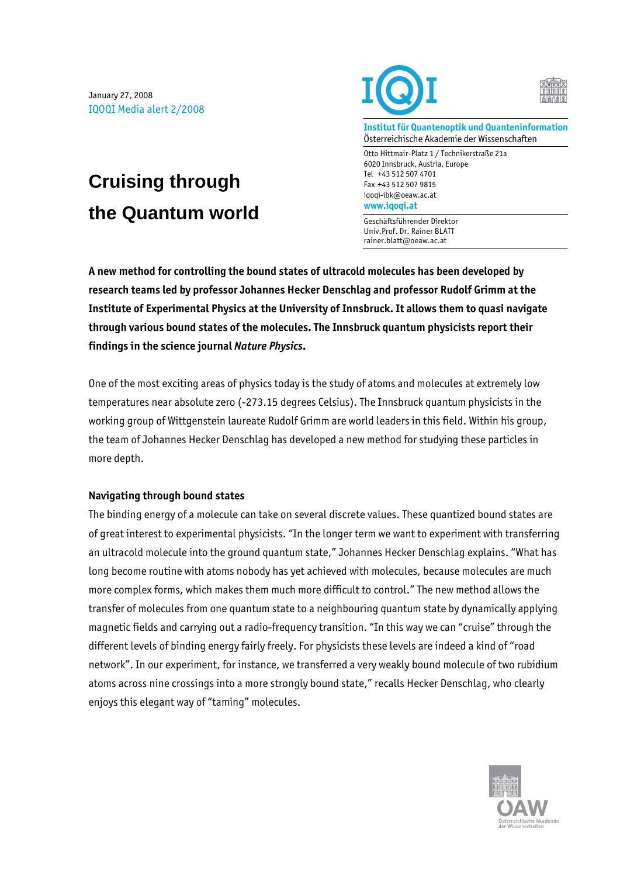January 27, 2008
IQOQI Media alert 2/2008

**Institut für Quantenoptik und Quanteninformation**
Österreichische Akademie der Wissenschaften

Otto Hittmair-Platz 1 / Technikerstraße 21a
6020 Innsbruck, Austria, Europe
Tel +43 512 507 4701
Fax +43 512 507 9815
iqoqi-ibk@oeaw.ac.at
**www.iqoqi.at**

Geschäftsführender Direktor
Univ.Prof. Dr. Rainer BLATT
rainer.blatt@oeaw.ac.at

# Cruising through the Quantum world

**A new method for controlling the bound states of ultracold molecules has been developed by research teams led by professor Johannes Hecker Denschlag and professor Rudolf Grimm at the Institute of Experimental Physics at the University of Innsbruck. It allows them to quasi navigate through various bound states of the molecules. The Innsbruck quantum physicists report their findings in the science journal *Nature Physics*.**

One of the most exciting areas of physics today is the study of atoms and molecules at extremely low temperatures near absolute zero (-273.15 degrees Celsius). The Innsbruck quantum physicists in the working group of Wittgenstein laureate Rudolf Grimm are world leaders in this field. Within his group, the team of Johannes Hecker Denschlag has developed a new method for studying these particles in more depth.

### Navigating through bound states

The binding energy of a molecule can take on several discrete values. These quantized bound states are of great interest to experimental physicists. "In the longer term we want to experiment with transferring an ultracold molecule into the ground quantum state," Johannes Hecker Denschlag explains. "What has long become routine with atoms nobody has yet achieved with molecules, because molecules are much more complex forms, which makes them much more difficult to control." The new method allows the transfer of molecules from one quantum state to a neighbouring quantum state by dynamically applying magnetic fields and carrying out a radio-frequency transition. "In this way we can "cruise" through the different levels of binding energy fairly freely. For physicists these levels are indeed a kind of "road network". In our experiment, for instance, we transferred a very weakly bound molecule of two rubidium atoms across nine crossings into a more strongly bound state," recalls Hecker Denschlag, who clearly enjoys this elegant way of "taming" molecules.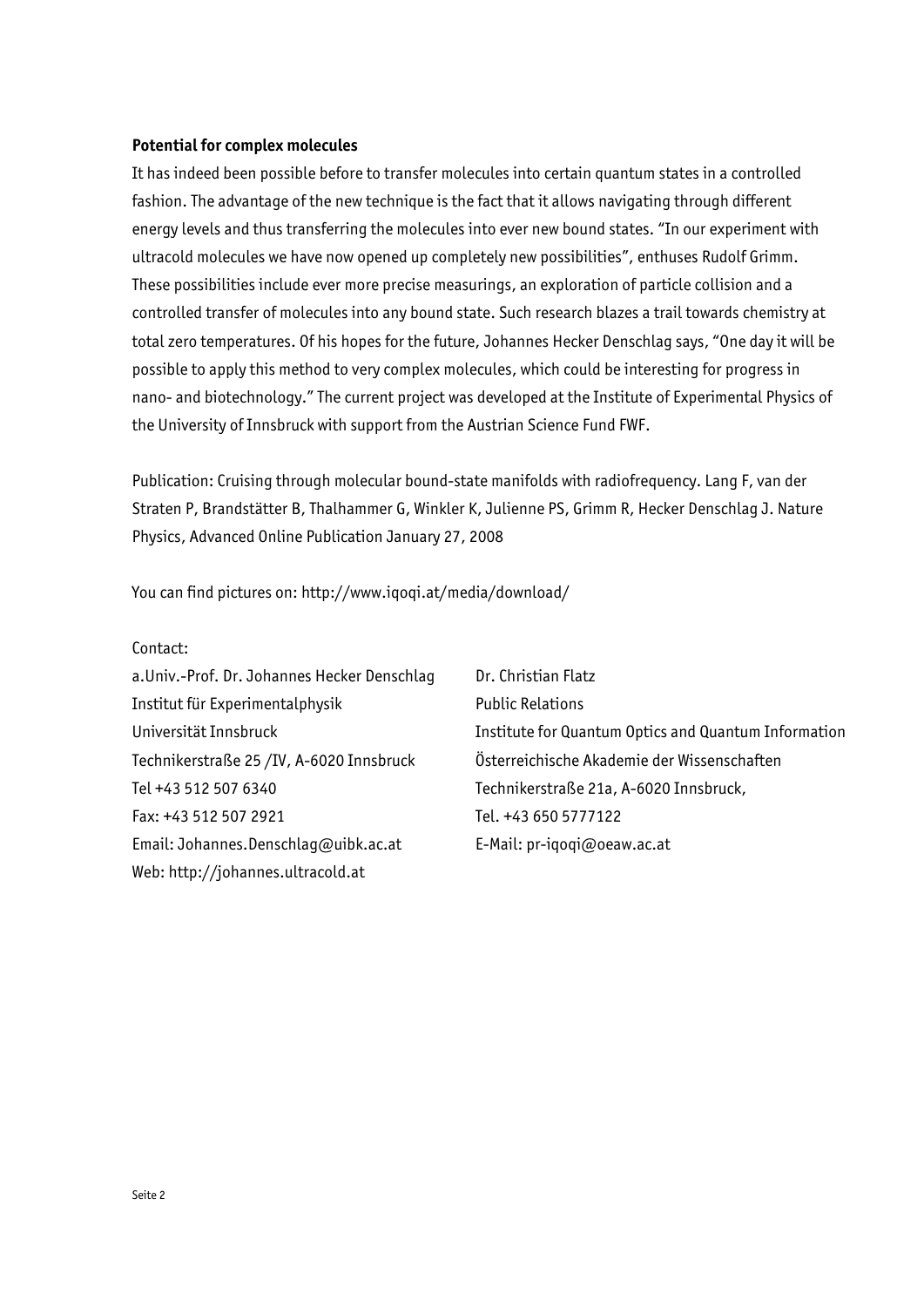**Potential for complex molecules**

It has indeed been possible before to transfer molecules into certain quantum states in a controlled fashion. The advantage of the new technique is the fact that it allows navigating through different energy levels and thus transferring the molecules into ever new bound states. "In our experiment with ultracold molecules we have now opened up completely new possibilities", enthuses Rudolf Grimm. These possibilities include ever more precise measurings, an exploration of particle collision and a controlled transfer of molecules into any bound state. Such research blazes a trail towards chemistry at total zero temperatures. Of his hopes for the future, Johannes Hecker Denschlag says, "One day it will be possible to apply this method to very complex molecules, which could be interesting for progress in nano- and biotechnology." The current project was developed at the Institute of Experimental Physics of the University of Innsbruck with support from the Austrian Science Fund FWF.

Publication: Cruising through molecular bound-state manifolds with radiofrequency. Lang F, van der Straten P, Brandstätter B, Thalhammer G, Winkler K, Julienne PS, Grimm R, Hecker Denschlag J. Nature Physics, Advanced Online Publication January 27, 2008

You can find pictures on: http://www.iqoqi.at/media/download/

Contact:

a.Univ.-Prof. Dr. Johannes Hecker Denschlag
Institut für Experimentalphysik
Universität Innsbruck
Technikerstraße 25 /IV, A-6020 Innsbruck
Tel +43 512 507 6340
Fax: +43 512 507 2921
Email: Johannes.Denschlag@uibk.ac.at
Web: http://johannes.ultracold.at

Dr. Christian Flatz
Public Relations
Institute for Quantum Optics and Quantum Information
Österreichische Akademie der Wissenschaften
Technikerstraße 21a, A-6020 Innsbruck,
Tel. +43 650 5777122
E-Mail: pr-iqoqi@oeaw.ac.at